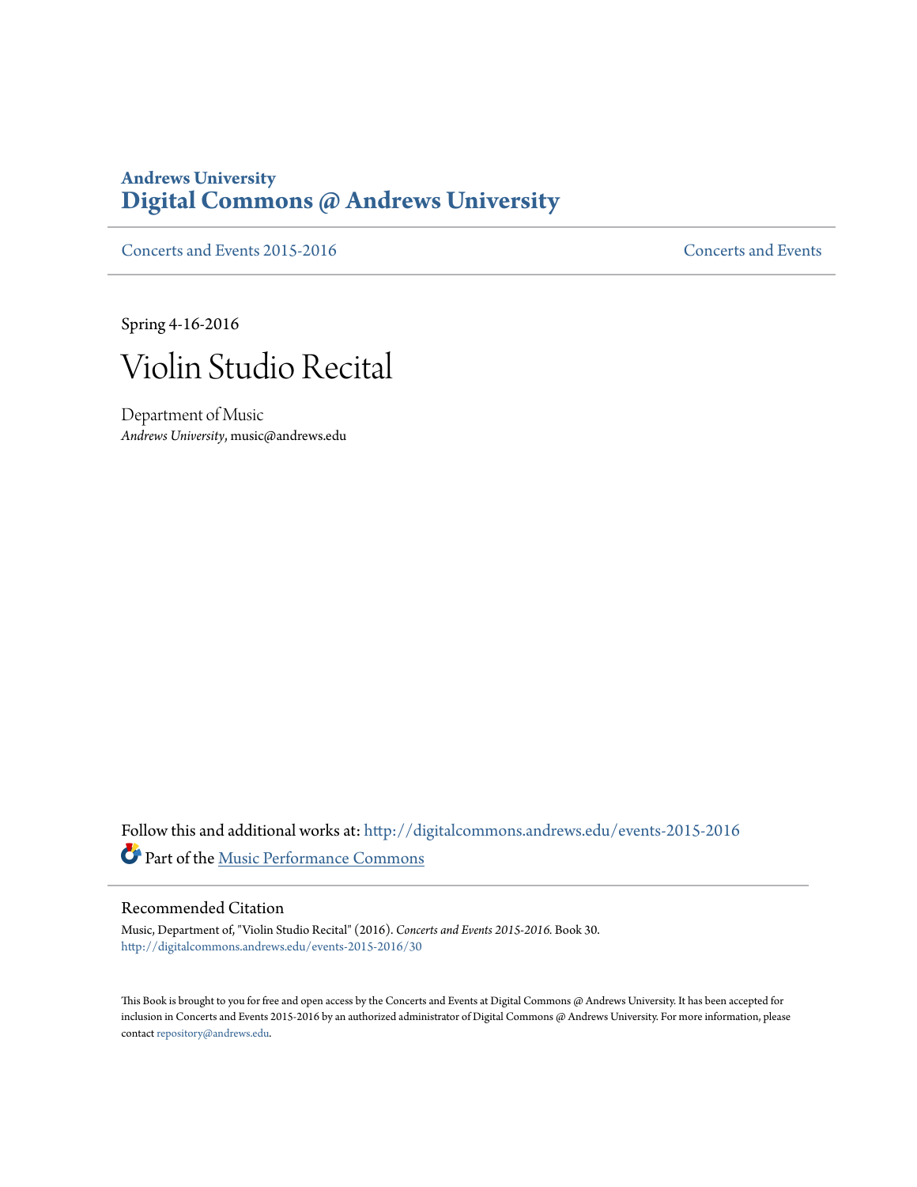**Andrews University**
**Digital Commons @ Andrews University**

Concerts and Events 2015-2016 | Concerts and Events

Spring 4-16-2016

# Violin Studio Recital

Department of Music
*Andrews University*, music@andrews.edu

Follow this and additional works at: http://digitalcommons.andrews.edu/events-2015-2016

Part of the Music Performance Commons

## Recommended Citation

Music, Department of, "Violin Studio Recital" (2016). *Concerts and Events 2015-2016.* Book 30.
http://digitalcommons.andrews.edu/events-2015-2016/30

This Book is brought to you for free and open access by the Concerts and Events at Digital Commons @ Andrews University. It has been accepted for inclusion in Concerts and Events 2015-2016 by an authorized administrator of Digital Commons @ Andrews University. For more information, please contact repository@andrews.edu.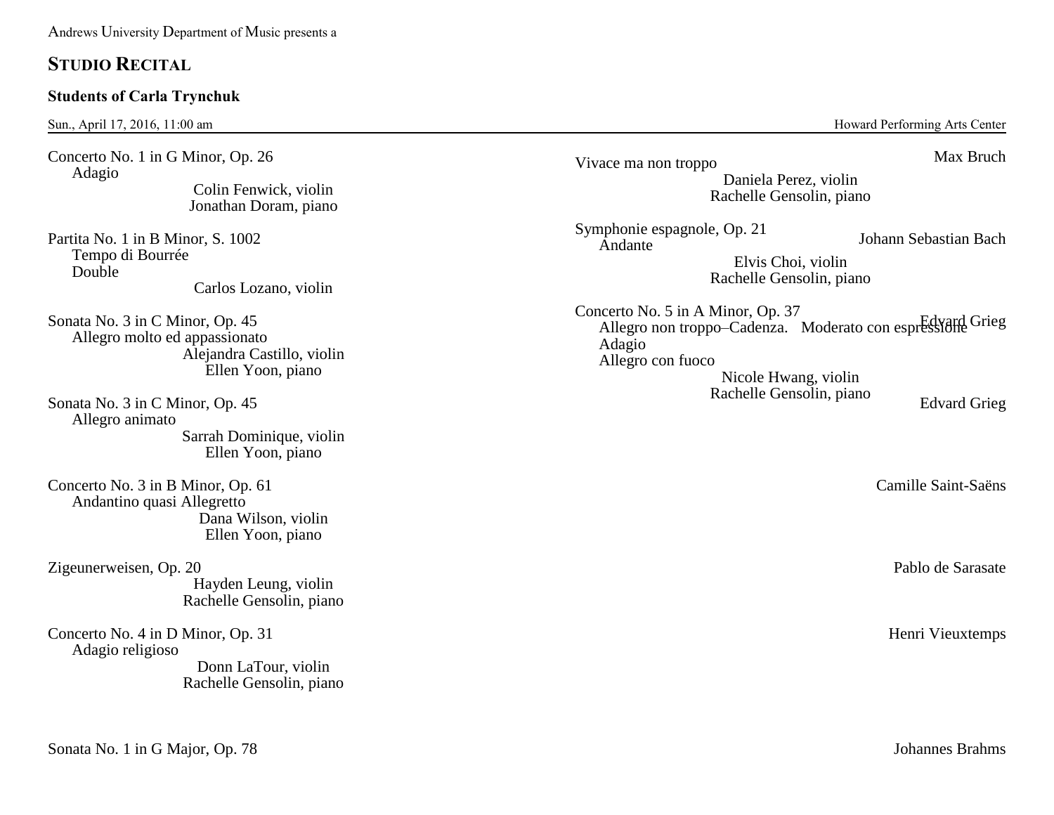Andrews University Department of Music presents a

# STUDIO RECITAL

### Students of Carla Trynchuk

Sun., April 17, 2016, 11:00 am — Howard Performing Arts Center

---

Concerto No. 1 in G Minor, Op. 26 — Max Bruch
Adagio
Colin Fenwick, violin
Jonathan Doram, piano

Partita No. 1 in B Minor, S. 1002 — Johann Sebastian Bach
Tempo di Bourrée
Double
Carlos Lozano, violin

Sonata No. 3 in C Minor, Op. 45 — Edvard Grieg
Allegro molto ed appassionato
Alejandra Castillo, violin
Ellen Yoon, piano

Sonata No. 3 in C Minor, Op. 45 — Edvard Grieg
Allegro animato
Sarrah Dominique, violin
Ellen Yoon, piano

Concerto No. 3 in B Minor, Op. 61 — Camille Saint-Saëns
Andantino quasi Allegretto
Dana Wilson, violin
Ellen Yoon, piano

Zigeunerweisen, Op. 20 — Pablo de Sarasate
Hayden Leung, violin
Rachelle Gensolin, piano

Concerto No. 4 in D Minor, Op. 31 — Henri Vieuxtemps
Adagio religioso
Donn LaTour, violin
Rachelle Gensolin, piano

Sonata No. 1 in G Major, Op. 78 — Johannes Brahms
Vivace ma non troppo
Daniela Perez, violin
Rachelle Gensolin, piano

Symphonie espagnole, Op. 21
Andante
Elvis Choi, violin
Rachelle Gensolin, piano

Concerto No. 5 in A Minor, Op. 37
Allegro non troppo–Cadenza. Moderato con espressione
Adagio
Allegro con fuoco
Nicole Hwang, violin
Rachelle Gensolin, piano